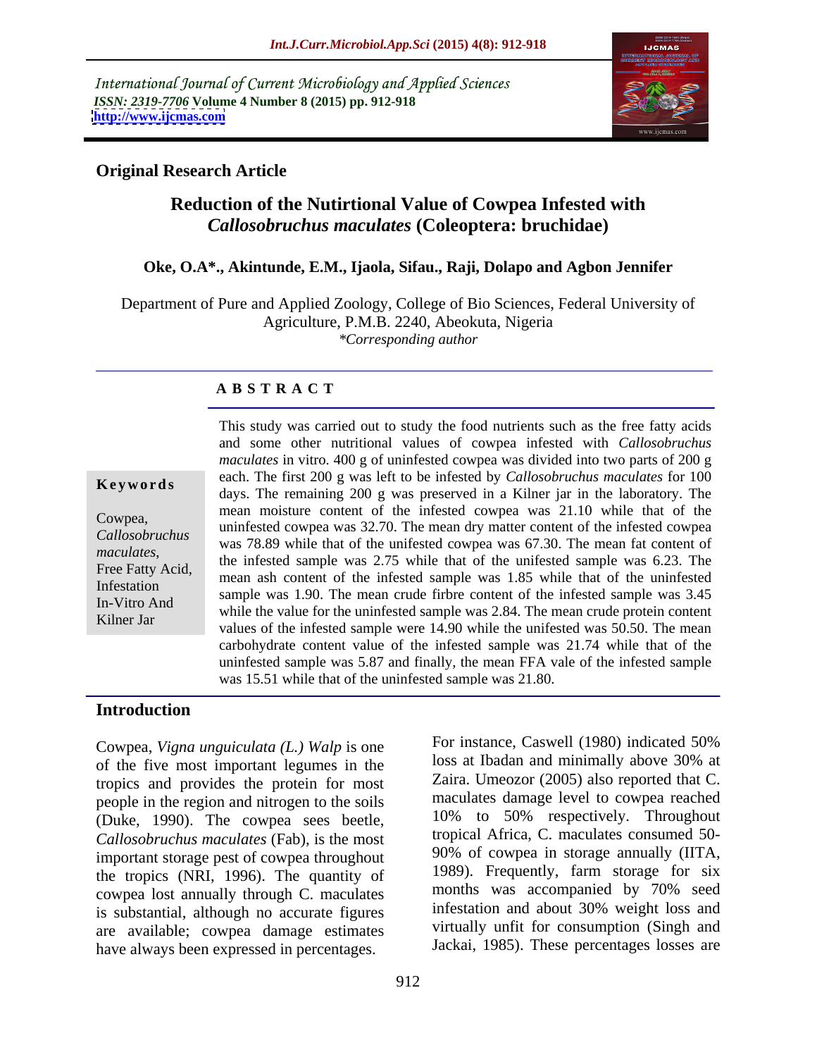International Journal of Current Microbiology and Applied Sciences
*ISSN: 2319-7706* **Volume 4 Number 8 (2015) pp. 912-918**
**http://www.ijcmas.com**

**Original Research Article**

# Reduction of the Nutirtional Value of Cowpea Infested with *Callosobruchus maculates* (Coleoptera: bruchidae)

**Oke, O.A*., Akintunde, E.M., Ijaola, Sifau., Raji, Dolapo and Agbon Jennifer**

Department of Pure and Applied Zoology, College of Bio Sciences, Federal University of Agriculture, P.M.B. 2240, Abeokuta, Nigeria
*\*Corresponding author*

**A B S T R A C T**

**Keywords**

Cowpea, *Callosobruchus maculates*, Free Fatty Acid, Infestation In-Vitro And Kilner Jar

This study was carried out to study the food nutrients such as the free fatty acids and some other nutritional values of cowpea infested with *Callosobruchus maculates* in vitro. 400 g of uninfested cowpea was divided into two parts of 200 g each. The first 200 g was left to be infested by *Callosobruchus maculates* for 100 days. The remaining 200 g was preserved in a Kilner jar in the laboratory. The mean moisture content of the infested cowpea was 21.10 while that of the uninfested cowpea was 32.70. The mean dry matter content of the infested cowpea was 78.89 while that of the unifested cowpea was 67.30. The mean fat content of the infested sample was 2.75 while that of the unifested sample was 6.23. The mean ash content of the infested sample was 1.85 while that of the uninfested sample was 1.90. The mean crude firbre content of the infested sample was 3.45 while the value for the uninfested sample was 2.84. The mean crude protein content values of the infested sample were 14.90 while the unifested was 50.50. The mean carbohydrate content value of the infested sample was 21.74 while that of the uninfested sample was 5.87 and finally, the mean FFA vale of the infested sample was 15.51 while that of the uninfested sample was 21.80.

## Introduction

Cowpea, *Vigna unguiculata (L.) Walp* is one of the five most important legumes in the tropics and provides the protein for most people in the region and nitrogen to the soils (Duke, 1990). The cowpea sees beetle, *Callosobruchus maculates* (Fab), is the most important storage pest of cowpea throughout the tropics (NRI, 1996). The quantity of cowpea lost annually through C. maculates is substantial, although no accurate figures are available; cowpea damage estimates have always been expressed in percentages. For instance, Caswell (1980) indicated 50% loss at Ibadan and minimally above 30% at Zaira. Umeozor (2005) also reported that C. maculates damage level to cowpea reached 10% to 50% respectively. Throughout tropical Africa, C. maculates consumed 50-90% of cowpea in storage annually (IITA, 1989). Frequently, farm storage for six months was accompanied by 70% seed infestation and about 30% weight loss and virtually unfit for consumption (Singh and Jackai, 1985). These percentages losses are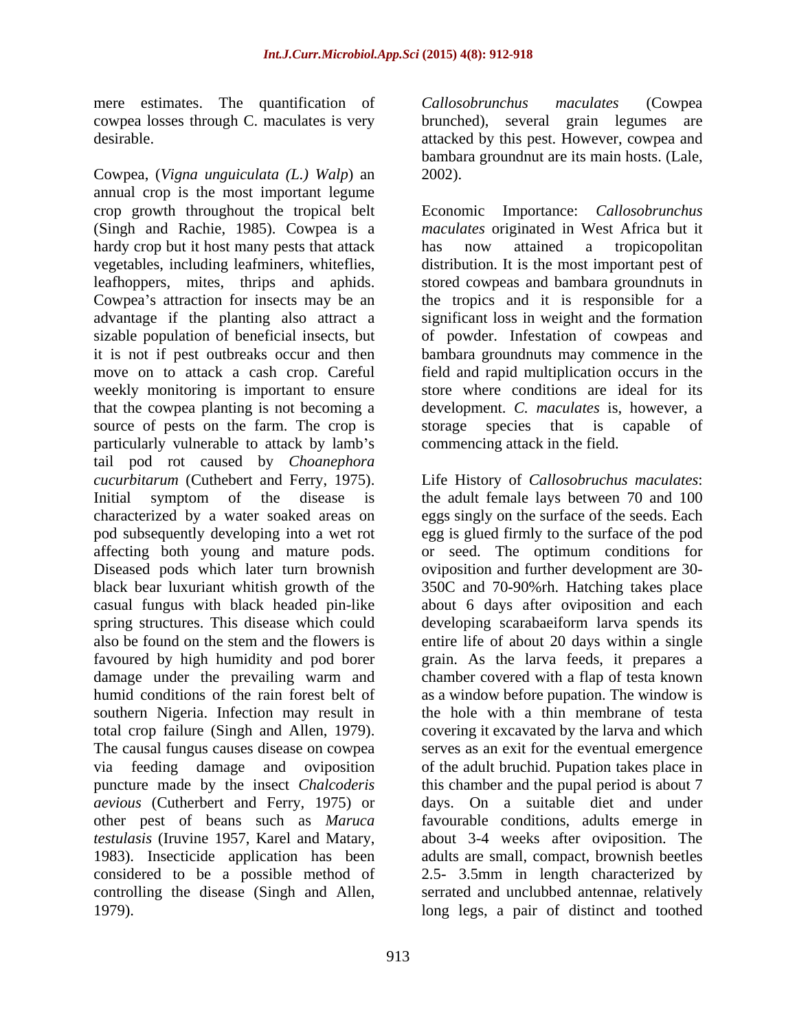mere estimates. The quantification of cowpea losses through C. maculates is very desirable.

Cowpea, (*Vigna unguiculata (L.) Walp*) an annual crop is the most important legume crop growth throughout the tropical belt (Singh and Rachie, 1985). Cowpea is a hardy crop but it host many pests that attack vegetables, including leafminers, whiteflies, leafhoppers, mites, thrips and aphids. Cowpea's attraction for insects may be an advantage if the planting also attract a sizable population of beneficial insects, but it is not if pest outbreaks occur and then move on to attack a cash crop. Careful weekly monitoring is important to ensure that the cowpea planting is not becoming a source of pests on the farm. The crop is particularly vulnerable to attack by lamb's tail pod rot caused by *Choanephora cucurbitarum* (Cuthebert and Ferry, 1975). Initial symptom of the disease is characterized by a water soaked areas on pod subsequently developing into a wet rot affecting both young and mature pods. Diseased pods which later turn brownish black bear luxuriant whitish growth of the casual fungus with black headed pin-like spring structures. This disease which could also be found on the stem and the flowers is favoured by high humidity and pod borer damage under the prevailing warm and humid conditions of the rain forest belt of southern Nigeria. Infection may result in total crop failure (Singh and Allen, 1979). The causal fungus causes disease on cowpea via feeding damage and oviposition puncture made by the insect *Chalcoderis aevious* (Cutherbert and Ferry, 1975) or other pest of beans such as *Maruca testulasis* (Iruvine 1957, Karel and Matary, 1983). Insecticide application has been considered to be a possible method of controlling the disease (Singh and Allen, 1979).

*Callosobrunchus maculates* (Cowpea brunched), several grain legumes are attacked by this pest. However, cowpea and bambara groundnut are its main hosts. (Lale, 2002).

Economic Importance: *Callosobrunchus maculates* originated in West Africa but it has now attained a tropicopolitan distribution. It is the most important pest of stored cowpeas and bambara groundnuts in the tropics and it is responsible for a significant loss in weight and the formation of powder. Infestation of cowpeas and bambara groundnuts may commence in the field and rapid multiplication occurs in the store where conditions are ideal for its development. *C. maculates* is, however, a storage species that is capable of commencing attack in the field.

Life History of *Callosobruchus maculates*: the adult female lays between 70 and 100 eggs singly on the surface of the seeds. Each egg is glued firmly to the surface of the pod or seed. The optimum conditions for oviposition and further development are 30-350C and 70-90%rh. Hatching takes place about 6 days after oviposition and each developing scarabaeiform larva spends its entire life of about 20 days within a single grain. As the larva feeds, it prepares a chamber covered with a flap of testa known as a window before pupation. The window is the hole with a thin membrane of testa covering it excavated by the larva and which serves as an exit for the eventual emergence of the adult bruchid. Pupation takes place in this chamber and the pupal period is about 7 days. On a suitable diet and under favourable conditions, adults emerge in about 3-4 weeks after oviposition. The adults are small, compact, brownish beetles 2.5- 3.5mm in length characterized by serrated and unclubbed antennae, relatively long legs, a pair of distinct and toothed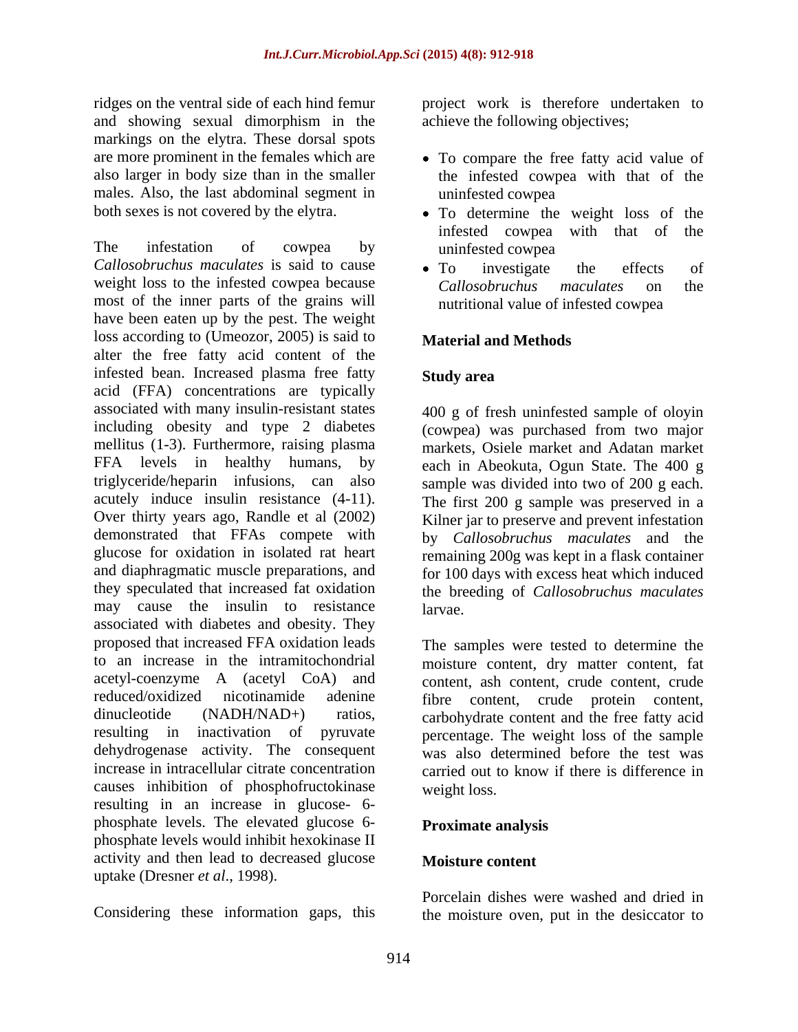ridges on the ventral side of each hind femur and showing sexual dimorphism in the markings on the elytra. These dorsal spots are more prominent in the females which are also larger in body size than in the smaller males. Also, the last abdominal segment in both sexes is not covered by the elytra.

The infestation of cowpea by *Callosobruchus maculates* is said to cause weight loss to the infested cowpea because most of the inner parts of the grains will have been eaten up by the pest. The weight loss according to (Umeozor, 2005) is said to alter the free fatty acid content of the infested bean. Increased plasma free fatty acid (FFA) concentrations are typically associated with many insulin-resistant states including obesity and type 2 diabetes mellitus (1-3). Furthermore, raising plasma FFA levels in healthy humans, by triglyceride/heparin infusions, can also acutely induce insulin resistance (4-11). Over thirty years ago, Randle et al (2002) demonstrated that FFAs compete with glucose for oxidation in isolated rat heart and diaphragmatic muscle preparations, and they speculated that increased fat oxidation may cause the insulin to resistance associated with diabetes and obesity. They proposed that increased FFA oxidation leads to an increase in the intramitochondrial acetyl-coenzyme A (acetyl CoA) and reduced/oxidized nicotinamide adenine dinucleotide (NADH/NAD+) ratios, resulting in inactivation of pyruvate dehydrogenase activity. The consequent increase in intracellular citrate concentration causes inhibition of phosphofructokinase resulting in an increase in glucose- 6-phosphate levels. The elevated glucose 6-phosphate levels would inhibit hexokinase II activity and then lead to decreased glucose uptake (Dresner *et al*., 1998).

Considering these information gaps, this project work is therefore undertaken to achieve the following objectives;

- To compare the free fatty acid value of the infested cowpea with that of the uninfested cowpea
- To determine the weight loss of the infested cowpea with that of the uninfested cowpea
- To investigate the effects of *Callosobruchus maculates* on the nutritional value of infested cowpea

## Material and Methods

### Study area

400 g of fresh uninfested sample of oloyin (cowpea) was purchased from two major markets, Osiele market and Adatan market each in Abeokuta, Ogun State. The 400 g sample was divided into two of 200 g each. The first 200 g sample was preserved in a Kilner jar to preserve and prevent infestation by *Callosobruchus maculates* and the remaining 200g was kept in a flask container for 100 days with excess heat which induced the breeding of *Callosobruchus maculates* larvae.

The samples were tested to determine the moisture content, dry matter content, fat content, ash content, crude content, crude fibre content, crude protein content, carbohydrate content and the free fatty acid percentage. The weight loss of the sample was also determined before the test was carried out to know if there is difference in weight loss.

### Proximate analysis

### Moisture content

Porcelain dishes were washed and dried in the moisture oven, put in the desiccator to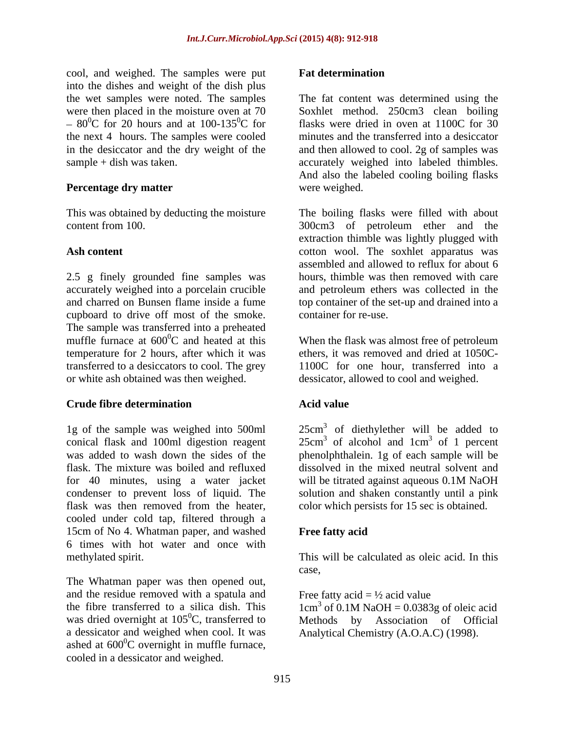cool, and weighed. The samples were put into the dishes and weight of the dish plus the wet samples were noted. The samples were then placed in the moisture oven at 70 – $80^0$C for 20 hours and at 100-$135^0$C for the next 4 hours. The samples were cooled in the desiccator and the dry weight of the sample + dish was taken.

**Percentage dry matter**

This was obtained by deducting the moisture content from 100.

**Ash content**

2.5 g finely grounded fine samples was accurately weighed into a porcelain crucible and charred on Bunsen flame inside a fume cupboard to drive off most of the smoke. The sample was transferred into a preheated muffle furnace at $600^0$C and heated at this temperature for 2 hours, after which it was transferred to a desiccators to cool. The grey or white ash obtained was then weighed.

**Crude fibre determination**

1g of the sample was weighed into 500ml conical flask and 100ml digestion reagent was added to wash down the sides of the flask. The mixture was boiled and refluxed for 40 minutes, using a water jacket condenser to prevent loss of liquid. The flask was then removed from the heater, cooled under cold tap, filtered through a 15cm of No 4. Whatman paper, and washed 6 times with hot water and once with methylated spirit.

The Whatman paper was then opened out, and the residue removed with a spatula and the fibre transferred to a silica dish. This was dried overnight at $105^0$C, transferred to a dessicator and weighed when cool. It was ashed at $600^0$C overnight in muffle furnace, cooled in a dessicator and weighed.

**Fat determination**

The fat content was determined using the Soxhlet method. 250cm3 clean boiling flasks were dried in oven at 1100C for 30 minutes and the transferred into a desiccator and then allowed to cool. 2g of samples was accurately weighed into labeled thimbles. And also the labeled cooling boiling flasks were weighed.

The boiling flasks were filled with about 300cm3 of petroleum ether and the extraction thimble was lightly plugged with cotton wool. The soxhlet apparatus was assembled and allowed to reflux for about 6 hours, thimble was then removed with care and petroleum ethers was collected in the top container of the set-up and drained into a container for re-use.

When the flask was almost free of petroleum ethers, it was removed and dried at 1050C-1100C for one hour, transferred into a dessicator, allowed to cool and weighed.

**Acid value**

$25cm^3$ of diethylether will be added to $25cm^3$ of alcohol and $1cm^3$ of 1 percent phenolphthalein. 1g of each sample will be dissolved in the mixed neutral solvent and will be titrated against aqueous 0.1M NaOH solution and shaken constantly until a pink color which persists for 15 sec is obtained.

**Free fatty acid**

This will be calculated as oleic acid. In this case,

Free fatty acid = ½ acid value
$1cm^3$ of 0.1M NaOH = 0.0383g of oleic acid
Methods by Association of Official Analytical Chemistry (A.O.A.C) (1998).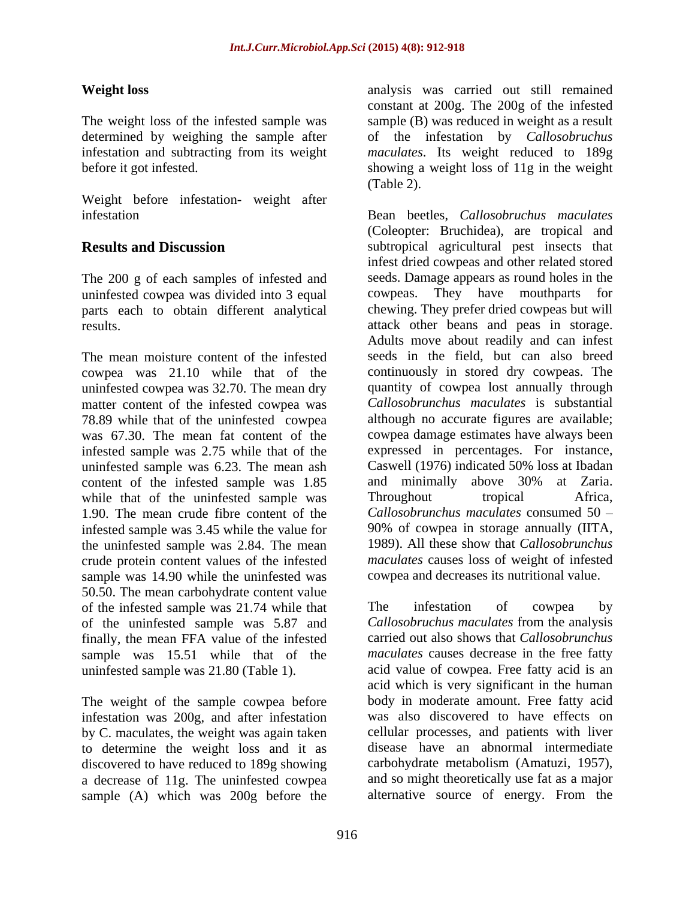### Weight loss

The weight loss of the infested sample was determined by weighing the sample after infestation and subtracting from its weight before it got infested.

Weight before infestation- weight after infestation

## Results and Discussion

The 200 g of each samples of infested and uninfested cowpea was divided into 3 equal parts each to obtain different analytical results.

The mean moisture content of the infested cowpea was 21.10 while that of the uninfested cowpea was 32.70. The mean dry matter content of the infested cowpea was 78.89 while that of the uninfested cowpea was 67.30. The mean fat content of the infested sample was 2.75 while that of the uninfested sample was 6.23. The mean ash content of the infested sample was 1.85 while that of the uninfested sample was 1.90. The mean crude fibre content of the infested sample was 3.45 while the value for the uninfested sample was 2.84. The mean crude protein content values of the infested sample was 14.90 while the uninfested was 50.50. The mean carbohydrate content value of the infested sample was 21.74 while that of the uninfested sample was 5.87 and finally, the mean FFA value of the infested sample was 15.51 while that of the uninfested sample was 21.80 (Table 1).

The weight of the sample cowpea before infestation was 200g, and after infestation by C. maculates, the weight was again taken to determine the weight loss and it as discovered to have reduced to 189g showing a decrease of 11g. The uninfested cowpea sample (A) which was 200g before the analysis was carried out still remained constant at 200g. The 200g of the infested sample (B) was reduced in weight as a result of the infestation by *Callosobruchus maculates*. Its weight reduced to 189g showing a weight loss of 11g in the weight (Table 2).

Bean beetles, *Callosobruchus maculates* (Coleopter: Bruchidea), are tropical and subtropical agricultural pest insects that infest dried cowpeas and other related stored seeds. Damage appears as round holes in the cowpeas. They have mouthparts for chewing. They prefer dried cowpeas but will attack other beans and peas in storage. Adults move about readily and can infest seeds in the field, but can also breed continuously in stored dry cowpeas. The quantity of cowpea lost annually through *Callosobrunchus maculates* is substantial although no accurate figures are available; cowpea damage estimates have always been expressed in percentages. For instance, Caswell (1976) indicated 50% loss at Ibadan and minimally above 30% at Zaria. Throughout tropical Africa, *Callosobrunchus maculates* consumed 50 – 90% of cowpea in storage annually (IITA, 1989). All these show that *Callosobrunchus maculates* causes loss of weight of infested cowpea and decreases its nutritional value.

The infestation of cowpea by *Callosobruchus maculates* from the analysis carried out also shows that *Callosobrunchus maculates* causes decrease in the free fatty acid value of cowpea. Free fatty acid is an acid which is very significant in the human body in moderate amount. Free fatty acid was also discovered to have effects on cellular processes, and patients with liver disease have an abnormal intermediate carbohydrate metabolism (Amatuzi, 1957), and so might theoretically use fat as a major alternative source of energy. From the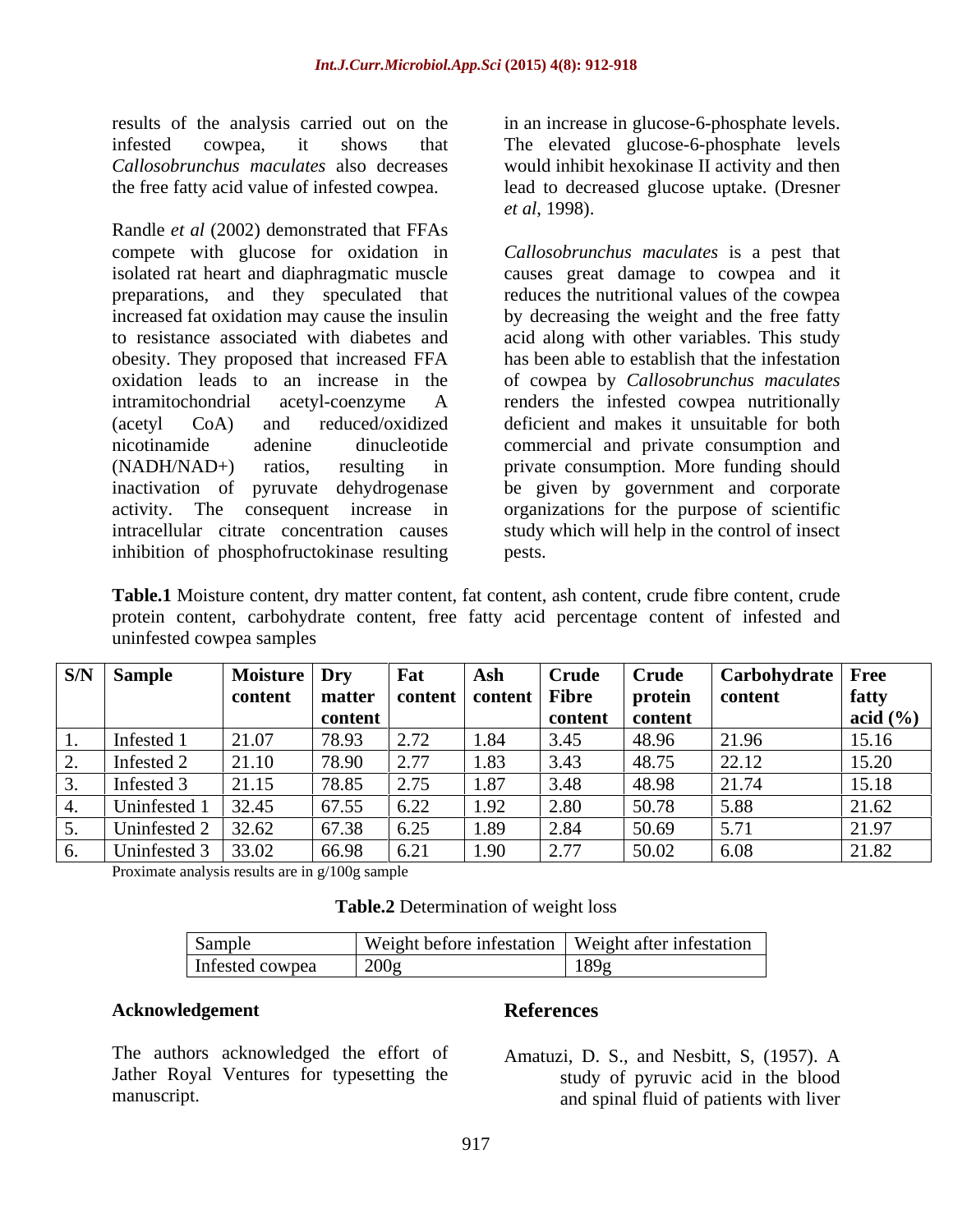results of the analysis carried out on the infested cowpea, it shows that *Callosobrunchus maculates* also decreases the free fatty acid value of infested cowpea.

Randle *et al* (2002) demonstrated that FFAs compete with glucose for oxidation in isolated rat heart and diaphragmatic muscle preparations, and they speculated that increased fat oxidation may cause the insulin to resistance associated with diabetes and obesity. They proposed that increased FFA oxidation leads to an increase in the intramitochondrial acetyl-coenzyme A (acetyl CoA) and reduced/oxidized nicotinamide adenine dinucleotide ($NADH/NAD^+$) ratios, resulting in inactivation of pyruvate dehydrogenase activity. The consequent increase in intracellular citrate concentration causes inhibition of phosphofructokinase resulting in an increase in glucose-6-phosphate levels. The elevated glucose-6-phosphate levels would inhibit hexokinase II activity and then lead to decreased glucose uptake. (Dresner *et al*, 1998).

*Callosobrunchus maculates* is a pest that causes great damage to cowpea and it reduces the nutritional values of the cowpea by decreasing the weight and the free fatty acid along with other variables. This study has been able to establish that the infestation of cowpea by *Callosobrunchus maculates* renders the infested cowpea nutritionally deficient and makes it unsuitable for both commercial and private consumption and private consumption. More funding should be given by government and corporate organizations for the purpose of scientific study which will help in the control of insect pests.

**Table.1** Moisture content, dry matter content, fat content, ash content, crude fibre content, crude protein content, carbohydrate content, free fatty acid percentage content of infested and uninfested cowpea samples

| S/N | Sample | Moisture content | Dry matter content | Fat content | Ash content | Crude Fibre content | Crude protein content | Carbohydrate content | Free fatty acid (%) |
|---|---|---|---|---|---|---|---|---|---|
| 1. | Infested 1 | 21.07 | 78.93 | 2.72 | 1.84 | 3.45 | 48.96 | 21.96 | 15.16 |
| 2. | Infested 2 | 21.10 | 78.90 | 2.77 | 1.83 | 3.43 | 48.75 | 22.12 | 15.20 |
| 3. | Infested 3 | 21.15 | 78.85 | 2.75 | 1.87 | 3.48 | 48.98 | 21.74 | 15.18 |
| 4. | Uninfested 1 | 32.45 | 67.55 | 6.22 | 1.92 | 2.80 | 50.78 | 5.88 | 21.62 |
| 5. | Uninfested 2 | 32.62 | 67.38 | 6.25 | 1.89 | 2.84 | 50.69 | 5.71 | 21.97 |
| 6. | Uninfested 3 | 33.02 | 66.98 | 6.21 | 1.90 | 2.77 | 50.02 | 6.08 | 21.82 |

Proximate analysis results are in g/100g sample

**Table.2** Determination of weight loss

| Sample | Weight before infestation | Weight after infestation |
|---|---|---|
| Infested cowpea | 200g | 189g |

#### Acknowledgement

The authors acknowledged the effort of Jather Royal Ventures for typesetting the manuscript.

## References

Amatuzi, D. S., and Nesbitt, S, (1957). A study of pyruvic acid in the blood and spinal fluid of patients with liver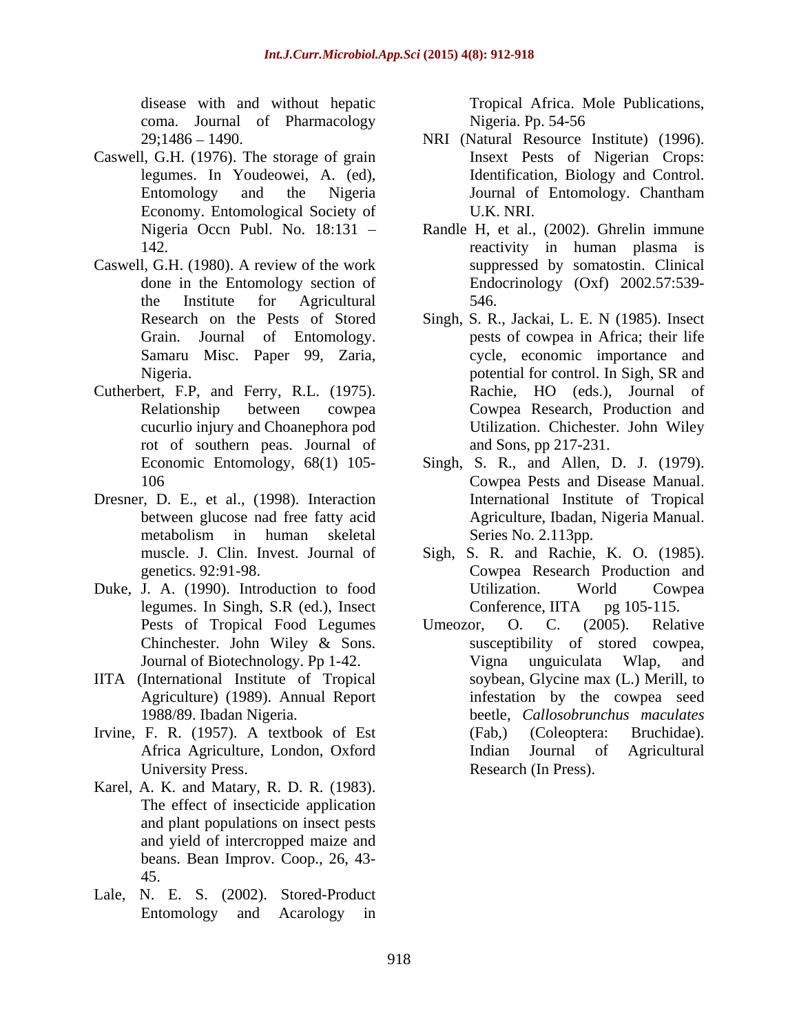disease with and without hepatic coma. Journal of Pharmacology 29;1486 – 1490.

Caswell, G.H. (1976). The storage of grain legumes. In Youdeowei, A. (ed), Entomology and the Nigeria Economy. Entomological Society of Nigeria Occn Publ. No. 18:131 – 142.

Caswell, G.H. (1980). A review of the work done in the Entomology section of the Institute for Agricultural Research on the Pests of Stored Grain. Journal of Entomology. Samaru Misc. Paper 99, Zaria, Nigeria.

Cutherbert, F.P, and Ferry, R.L. (1975). Relationship between cowpea cucurlio injury and Choanephora pod rot of southern peas. Journal of Economic Entomology, 68(1) 105-106

Dresner, D. E., et al., (1998). Interaction between glucose nad free fatty acid metabolism in human skeletal muscle. J. Clin. Invest. Journal of genetics. 92:91-98.

Duke, J. A. (1990). Introduction to food legumes. In Singh, S.R (ed.), Insect Pests of Tropical Food Legumes Chinchester. John Wiley & Sons. Journal of Biotechnology. Pp 1-42.

IITA (International Institute of Tropical Agriculture) (1989). Annual Report 1988/89. Ibadan Nigeria.

Irvine, F. R. (1957). A textbook of Est Africa Agriculture, London, Oxford University Press.

Karel, A. K. and Matary, R. D. R. (1983). The effect of insecticide application and plant populations on insect pests and yield of intercropped maize and beans. Bean Improv. Coop., 26, 43-45.

Lale, N. E. S. (2002). Stored-Product Entomology and Acarology in Tropical Africa. Mole Publications, Nigeria. Pp. 54-56

NRI (Natural Resource Institute) (1996). Insext Pests of Nigerian Crops: Identification, Biology and Control. Journal of Entomology. Chantham U.K. NRI.

Randle H, et al., (2002). Ghrelin immune reactivity in human plasma is suppressed by somatostin. Clinical Endocrinology (Oxf) 2002.57:539-546.

Singh, S. R., Jackai, L. E. N (1985). Insect pests of cowpea in Africa; their life cycle, economic importance and potential for control. In Sigh, SR and Rachie, HO (eds.), Journal of Cowpea Research, Production and Utilization. Chichester. John Wiley and Sons, pp 217-231.

Singh, S. R., and Allen, D. J. (1979). Cowpea Pests and Disease Manual. International Institute of Tropical Agriculture, Ibadan, Nigeria Manual. Series No. 2.113pp.

Sigh, S. R. and Rachie, K. O. (1985). Cowpea Research Production and Utilization. World Cowpea Conference, IITA pg 105-115.

Umeozor, O. C. (2005). Relative susceptibility of stored cowpea, Vigna unguiculata Wlap, and soybean, Glycine max (L.) Merill, to infestation by the cowpea seed beetle, *Callosobrunchus maculates* (Fab,) (Coleoptera: Bruchidae). Indian Journal of Agricultural Research (In Press).